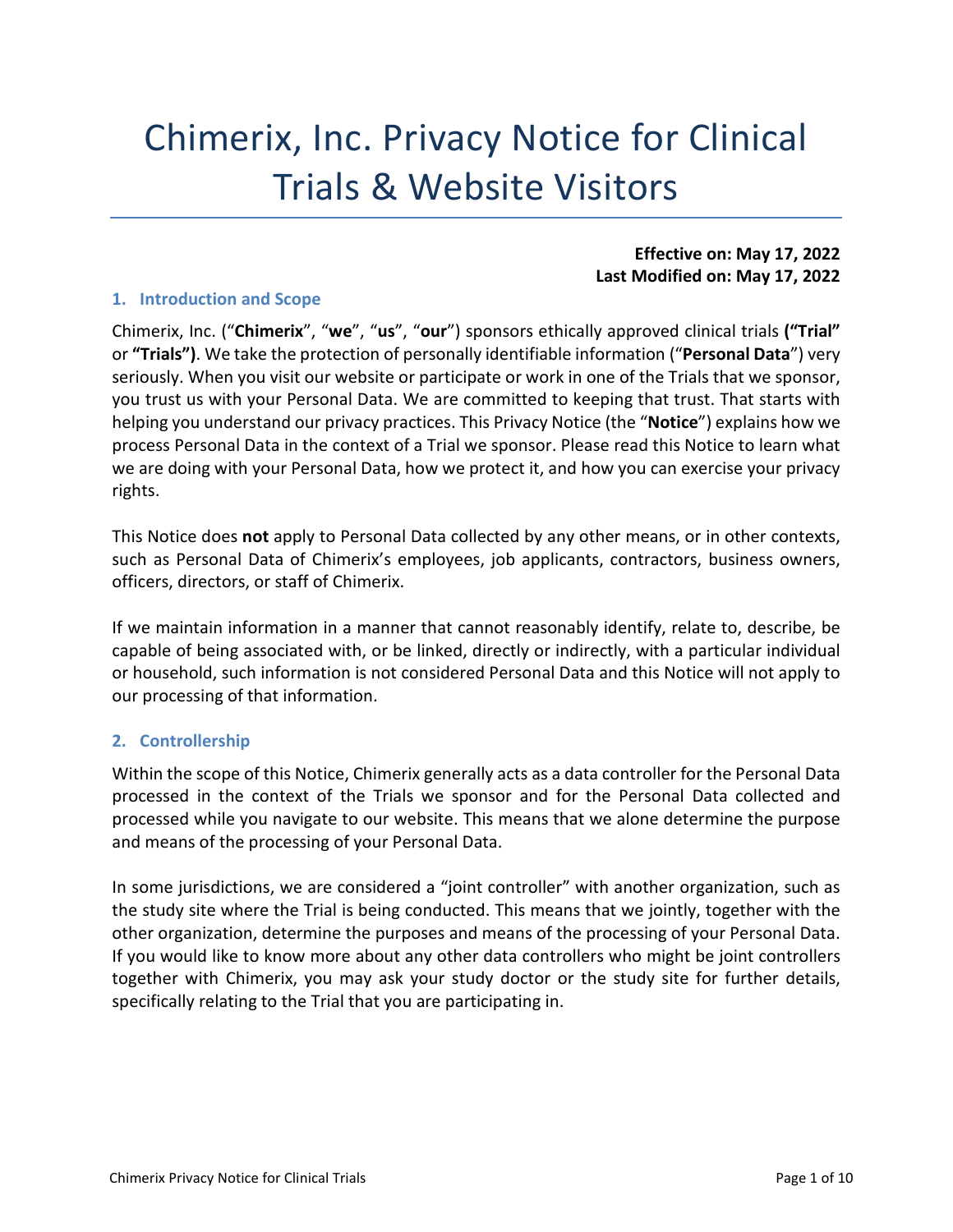# Chimerix, Inc. Privacy Notice for Clinical Trials & Website Visitors

**Effective on: May 17, 2022**
**Last Modified on: May 17, 2022**

## 1. Introduction and Scope

Chimerix, Inc. ("**Chimerix**", "**we**", "**us**", "**our**") sponsors ethically approved clinical trials **("Trial"** or **"Trials")**. We take the protection of personally identifiable information ("**Personal Data**") very seriously. When you visit our website or participate or work in one of the Trials that we sponsor, you trust us with your Personal Data. We are committed to keeping that trust. That starts with helping you understand our privacy practices. This Privacy Notice (the "**Notice**") explains how we process Personal Data in the context of a Trial we sponsor. Please read this Notice to learn what we are doing with your Personal Data, how we protect it, and how you can exercise your privacy rights.

This Notice does **not** apply to Personal Data collected by any other means, or in other contexts, such as Personal Data of Chimerix's employees, job applicants, contractors, business owners, officers, directors, or staff of Chimerix.

If we maintain information in a manner that cannot reasonably identify, relate to, describe, be capable of being associated with, or be linked, directly or indirectly, with a particular individual or household, such information is not considered Personal Data and this Notice will not apply to our processing of that information.

## 2. Controllership

Within the scope of this Notice, Chimerix generally acts as a data controller for the Personal Data processed in the context of the Trials we sponsor and for the Personal Data collected and processed while you navigate to our website. This means that we alone determine the purpose and means of the processing of your Personal Data.

In some jurisdictions, we are considered a "joint controller" with another organization, such as the study site where the Trial is being conducted. This means that we jointly, together with the other organization, determine the purposes and means of the processing of your Personal Data. If you would like to know more about any other data controllers who might be joint controllers together with Chimerix, you may ask your study doctor or the study site for further details, specifically relating to the Trial that you are participating in.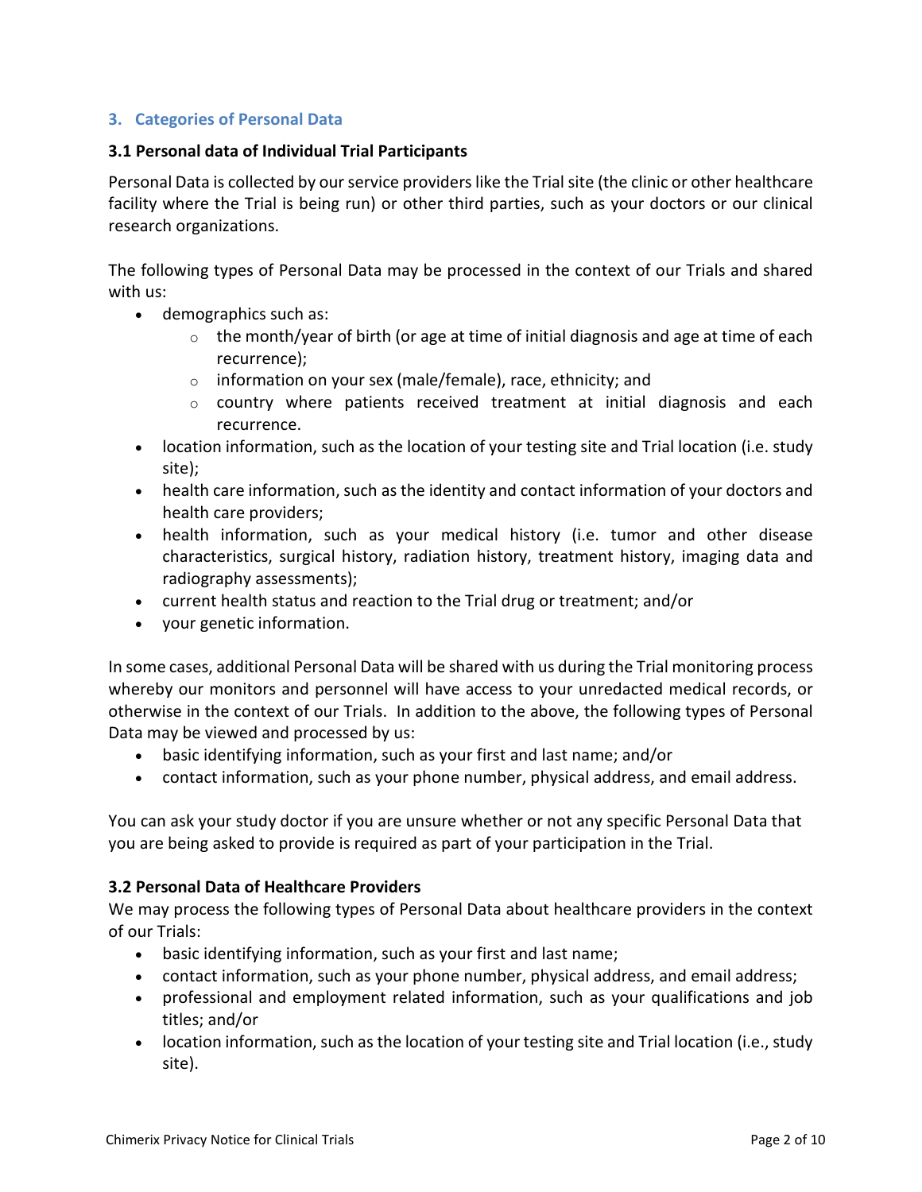## 3. Categories of Personal Data

### 3.1 Personal data of Individual Trial Participants

Personal Data is collected by our service providers like the Trial site (the clinic or other healthcare facility where the Trial is being run) or other third parties, such as your doctors or our clinical research organizations.

The following types of Personal Data may be processed in the context of our Trials and shared with us:

- demographics such as:
  - the month/year of birth (or age at time of initial diagnosis and age at time of each recurrence);
  - information on your sex (male/female), race, ethnicity; and
  - country where patients received treatment at initial diagnosis and each recurrence.
- location information, such as the location of your testing site and Trial location (i.e. study site);
- health care information, such as the identity and contact information of your doctors and health care providers;
- health information, such as your medical history (i.e. tumor and other disease characteristics, surgical history, radiation history, treatment history, imaging data and radiography assessments);
- current health status and reaction to the Trial drug or treatment; and/or
- your genetic information.

In some cases, additional Personal Data will be shared with us during the Trial monitoring process whereby our monitors and personnel will have access to your unredacted medical records, or otherwise in the context of our Trials. In addition to the above, the following types of Personal Data may be viewed and processed by us:

- basic identifying information, such as your first and last name; and/or
- contact information, such as your phone number, physical address, and email address.

You can ask your study doctor if you are unsure whether or not any specific Personal Data that you are being asked to provide is required as part of your participation in the Trial.

### 3.2 Personal Data of Healthcare Providers

We may process the following types of Personal Data about healthcare providers in the context of our Trials:

- basic identifying information, such as your first and last name;
- contact information, such as your phone number, physical address, and email address;
- professional and employment related information, such as your qualifications and job titles; and/or
- location information, such as the location of your testing site and Trial location (i.e., study site).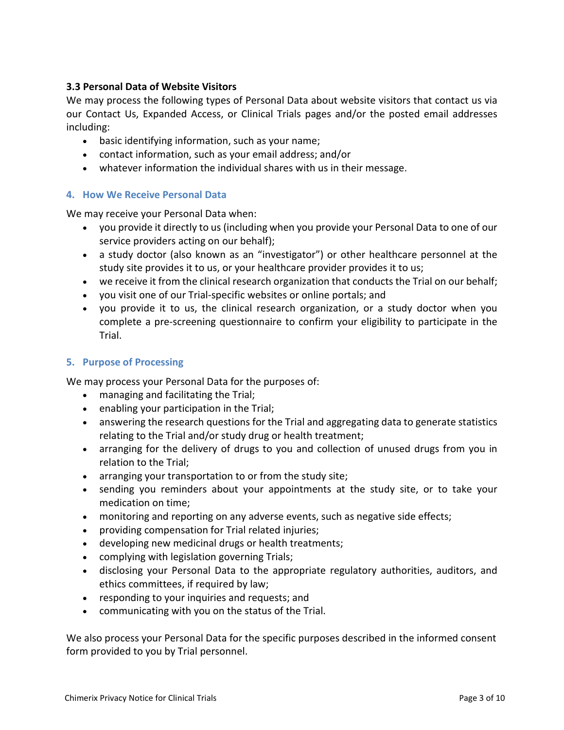### 3.3 Personal Data of Website Visitors

We may process the following types of Personal Data about website visitors that contact us via our Contact Us, Expanded Access, or Clinical Trials pages and/or the posted email addresses including:

- basic identifying information, such as your name;
- contact information, such as your email address; and/or
- whatever information the individual shares with us in their message.

## 4. How We Receive Personal Data

We may receive your Personal Data when:

- you provide it directly to us (including when you provide your Personal Data to one of our service providers acting on our behalf);
- a study doctor (also known as an "investigator") or other healthcare personnel at the study site provides it to us, or your healthcare provider provides it to us;
- we receive it from the clinical research organization that conducts the Trial on our behalf;
- you visit one of our Trial-specific websites or online portals; and
- you provide it to us, the clinical research organization, or a study doctor when you complete a pre-screening questionnaire to confirm your eligibility to participate in the Trial.

## 5. Purpose of Processing

We may process your Personal Data for the purposes of:

- managing and facilitating the Trial;
- enabling your participation in the Trial;
- answering the research questions for the Trial and aggregating data to generate statistics relating to the Trial and/or study drug or health treatment;
- arranging for the delivery of drugs to you and collection of unused drugs from you in relation to the Trial;
- arranging your transportation to or from the study site;
- sending you reminders about your appointments at the study site, or to take your medication on time;
- monitoring and reporting on any adverse events, such as negative side effects;
- providing compensation for Trial related injuries;
- developing new medicinal drugs or health treatments;
- complying with legislation governing Trials;
- disclosing your Personal Data to the appropriate regulatory authorities, auditors, and ethics committees, if required by law;
- responding to your inquiries and requests; and
- communicating with you on the status of the Trial.

We also process your Personal Data for the specific purposes described in the informed consent form provided to you by Trial personnel.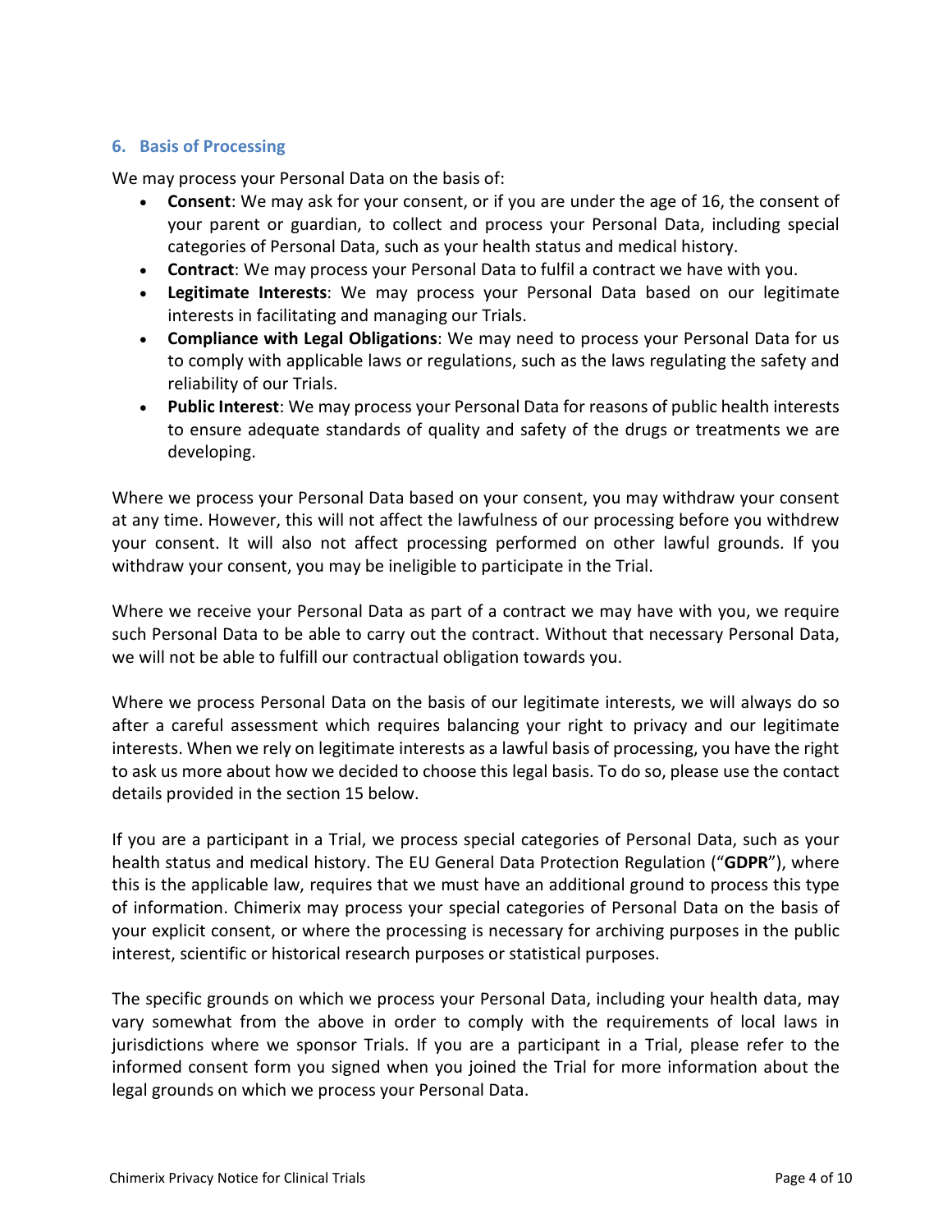## 6. Basis of Processing

We may process your Personal Data on the basis of:

- **Consent**: We may ask for your consent, or if you are under the age of 16, the consent of your parent or guardian, to collect and process your Personal Data, including special categories of Personal Data, such as your health status and medical history.
- **Contract**: We may process your Personal Data to fulfil a contract we have with you.
- **Legitimate Interests**: We may process your Personal Data based on our legitimate interests in facilitating and managing our Trials.
- **Compliance with Legal Obligations**: We may need to process your Personal Data for us to comply with applicable laws or regulations, such as the laws regulating the safety and reliability of our Trials.
- **Public Interest**: We may process your Personal Data for reasons of public health interests to ensure adequate standards of quality and safety of the drugs or treatments we are developing.

Where we process your Personal Data based on your consent, you may withdraw your consent at any time. However, this will not affect the lawfulness of our processing before you withdrew your consent. It will also not affect processing performed on other lawful grounds. If you withdraw your consent, you may be ineligible to participate in the Trial.

Where we receive your Personal Data as part of a contract we may have with you, we require such Personal Data to be able to carry out the contract. Without that necessary Personal Data, we will not be able to fulfill our contractual obligation towards you.

Where we process Personal Data on the basis of our legitimate interests, we will always do so after a careful assessment which requires balancing your right to privacy and our legitimate interests. When we rely on legitimate interests as a lawful basis of processing, you have the right to ask us more about how we decided to choose this legal basis. To do so, please use the contact details provided in the section 15 below.

If you are a participant in a Trial, we process special categories of Personal Data, such as your health status and medical history. The EU General Data Protection Regulation ("**GDPR**"), where this is the applicable law, requires that we must have an additional ground to process this type of information. Chimerix may process your special categories of Personal Data on the basis of your explicit consent, or where the processing is necessary for archiving purposes in the public interest, scientific or historical research purposes or statistical purposes.

The specific grounds on which we process your Personal Data, including your health data, may vary somewhat from the above in order to comply with the requirements of local laws in jurisdictions where we sponsor Trials. If you are a participant in a Trial, please refer to the informed consent form you signed when you joined the Trial for more information about the legal grounds on which we process your Personal Data.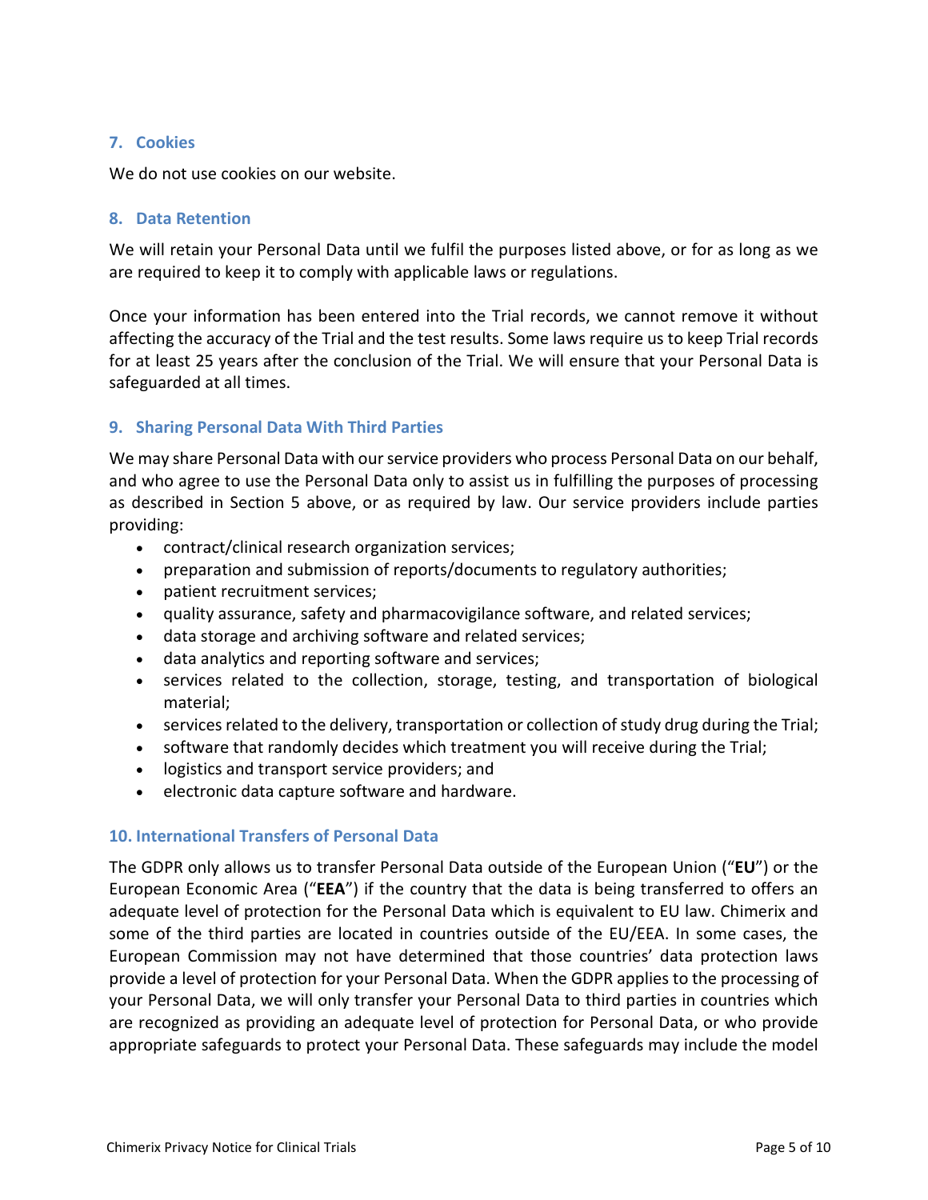## 7. Cookies

We do not use cookies on our website.

## 8. Data Retention

We will retain your Personal Data until we fulfil the purposes listed above, or for as long as we are required to keep it to comply with applicable laws or regulations.

Once your information has been entered into the Trial records, we cannot remove it without affecting the accuracy of the Trial and the test results. Some laws require us to keep Trial records for at least 25 years after the conclusion of the Trial. We will ensure that your Personal Data is safeguarded at all times.

## 9. Sharing Personal Data With Third Parties

We may share Personal Data with our service providers who process Personal Data on our behalf, and who agree to use the Personal Data only to assist us in fulfilling the purposes of processing as described in Section 5 above, or as required by law. Our service providers include parties providing:

- contract/clinical research organization services;
- preparation and submission of reports/documents to regulatory authorities;
- patient recruitment services;
- quality assurance, safety and pharmacovigilance software, and related services;
- data storage and archiving software and related services;
- data analytics and reporting software and services;
- services related to the collection, storage, testing, and transportation of biological material;
- services related to the delivery, transportation or collection of study drug during the Trial;
- software that randomly decides which treatment you will receive during the Trial;
- logistics and transport service providers; and
- electronic data capture software and hardware.

## 10. International Transfers of Personal Data

The GDPR only allows us to transfer Personal Data outside of the European Union ("**EU**") or the European Economic Area ("**EEA**") if the country that the data is being transferred to offers an adequate level of protection for the Personal Data which is equivalent to EU law. Chimerix and some of the third parties are located in countries outside of the EU/EEA. In some cases, the European Commission may not have determined that those countries' data protection laws provide a level of protection for your Personal Data. When the GDPR applies to the processing of your Personal Data, we will only transfer your Personal Data to third parties in countries which are recognized as providing an adequate level of protection for Personal Data, or who provide appropriate safeguards to protect your Personal Data. These safeguards may include the model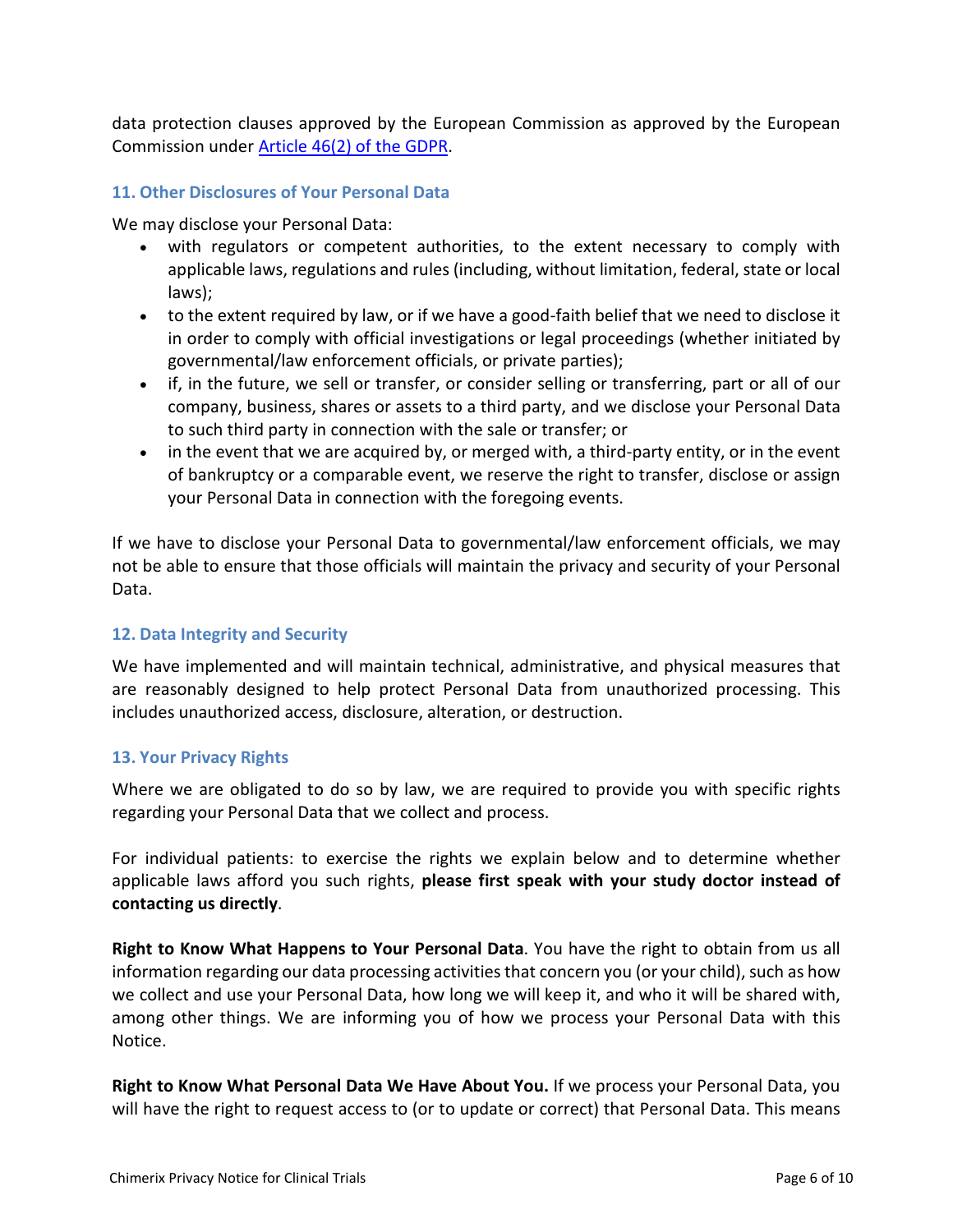data protection clauses approved by the European Commission as approved by the European Commission under [Article 46(2) of the GDPR](#).

## 11. Other Disclosures of Your Personal Data

We may disclose your Personal Data:

- with regulators or competent authorities, to the extent necessary to comply with applicable laws, regulations and rules (including, without limitation, federal, state or local laws);
- to the extent required by law, or if we have a good-faith belief that we need to disclose it in order to comply with official investigations or legal proceedings (whether initiated by governmental/law enforcement officials, or private parties);
- if, in the future, we sell or transfer, or consider selling or transferring, part or all of our company, business, shares or assets to a third party, and we disclose your Personal Data to such third party in connection with the sale or transfer; or
- in the event that we are acquired by, or merged with, a third-party entity, or in the event of bankruptcy or a comparable event, we reserve the right to transfer, disclose or assign your Personal Data in connection with the foregoing events.

If we have to disclose your Personal Data to governmental/law enforcement officials, we may not be able to ensure that those officials will maintain the privacy and security of your Personal Data.

## 12. Data Integrity and Security

We have implemented and will maintain technical, administrative, and physical measures that are reasonably designed to help protect Personal Data from unauthorized processing. This includes unauthorized access, disclosure, alteration, or destruction.

## 13. Your Privacy Rights

Where we are obligated to do so by law, we are required to provide you with specific rights regarding your Personal Data that we collect and process.

For individual patients: to exercise the rights we explain below and to determine whether applicable laws afford you such rights, **please first speak with your study doctor instead of contacting us directly**.

**Right to Know What Happens to Your Personal Data**. You have the right to obtain from us all information regarding our data processing activities that concern you (or your child), such as how we collect and use your Personal Data, how long we will keep it, and who it will be shared with, among other things. We are informing you of how we process your Personal Data with this Notice.

**Right to Know What Personal Data We Have About You.** If we process your Personal Data, you will have the right to request access to (or to update or correct) that Personal Data. This means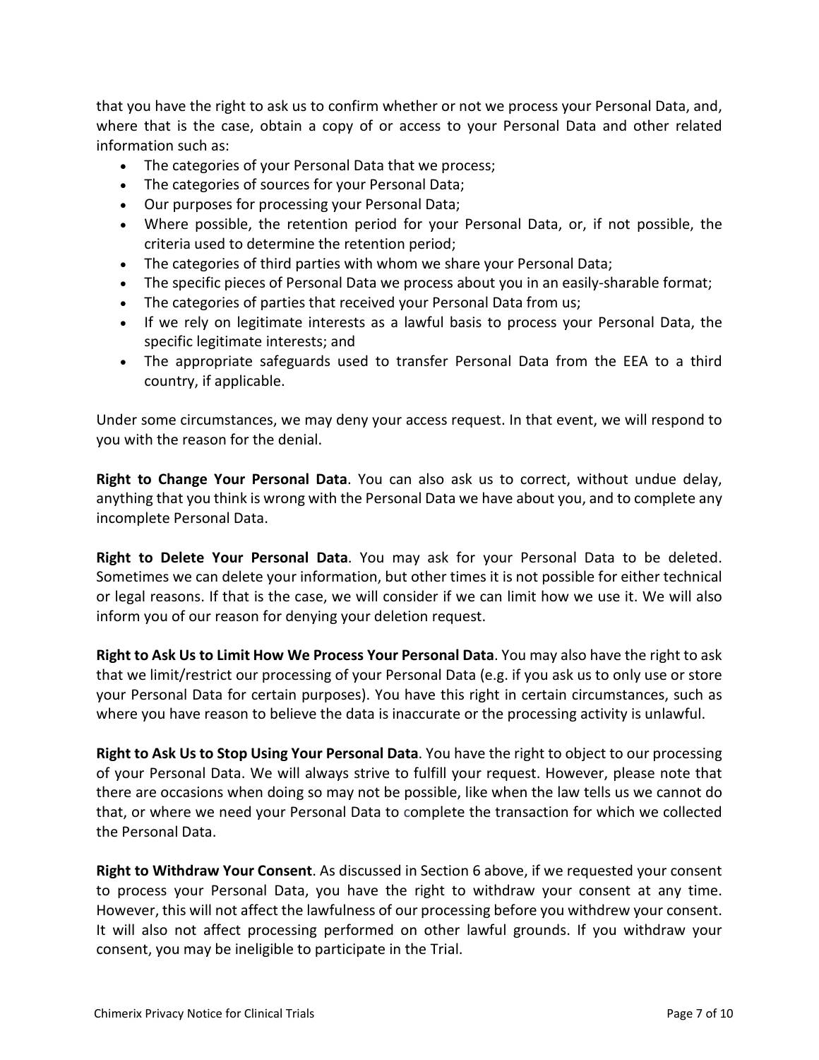that you have the right to ask us to confirm whether or not we process your Personal Data, and, where that is the case, obtain a copy of or access to your Personal Data and other related information such as:

- The categories of your Personal Data that we process;
- The categories of sources for your Personal Data;
- Our purposes for processing your Personal Data;
- Where possible, the retention period for your Personal Data, or, if not possible, the criteria used to determine the retention period;
- The categories of third parties with whom we share your Personal Data;
- The specific pieces of Personal Data we process about you in an easily-sharable format;
- The categories of parties that received your Personal Data from us;
- If we rely on legitimate interests as a lawful basis to process your Personal Data, the specific legitimate interests; and
- The appropriate safeguards used to transfer Personal Data from the EEA to a third country, if applicable.

Under some circumstances, we may deny your access request. In that event, we will respond to you with the reason for the denial.

**Right to Change Your Personal Data**. You can also ask us to correct, without undue delay, anything that you think is wrong with the Personal Data we have about you, and to complete any incomplete Personal Data.

**Right to Delete Your Personal Data**. You may ask for your Personal Data to be deleted. Sometimes we can delete your information, but other times it is not possible for either technical or legal reasons. If that is the case, we will consider if we can limit how we use it. We will also inform you of our reason for denying your deletion request.

**Right to Ask Us to Limit How We Process Your Personal Data**. You may also have the right to ask that we limit/restrict our processing of your Personal Data (e.g. if you ask us to only use or store your Personal Data for certain purposes). You have this right in certain circumstances, such as where you have reason to believe the data is inaccurate or the processing activity is unlawful.

**Right to Ask Us to Stop Using Your Personal Data**. You have the right to object to our processing of your Personal Data. We will always strive to fulfill your request. However, please note that there are occasions when doing so may not be possible, like when the law tells us we cannot do that, or where we need your Personal Data to complete the transaction for which we collected the Personal Data.

**Right to Withdraw Your Consent**. As discussed in Section 6 above, if we requested your consent to process your Personal Data, you have the right to withdraw your consent at any time. However, this will not affect the lawfulness of our processing before you withdrew your consent. It will also not affect processing performed on other lawful grounds. If you withdraw your consent, you may be ineligible to participate in the Trial.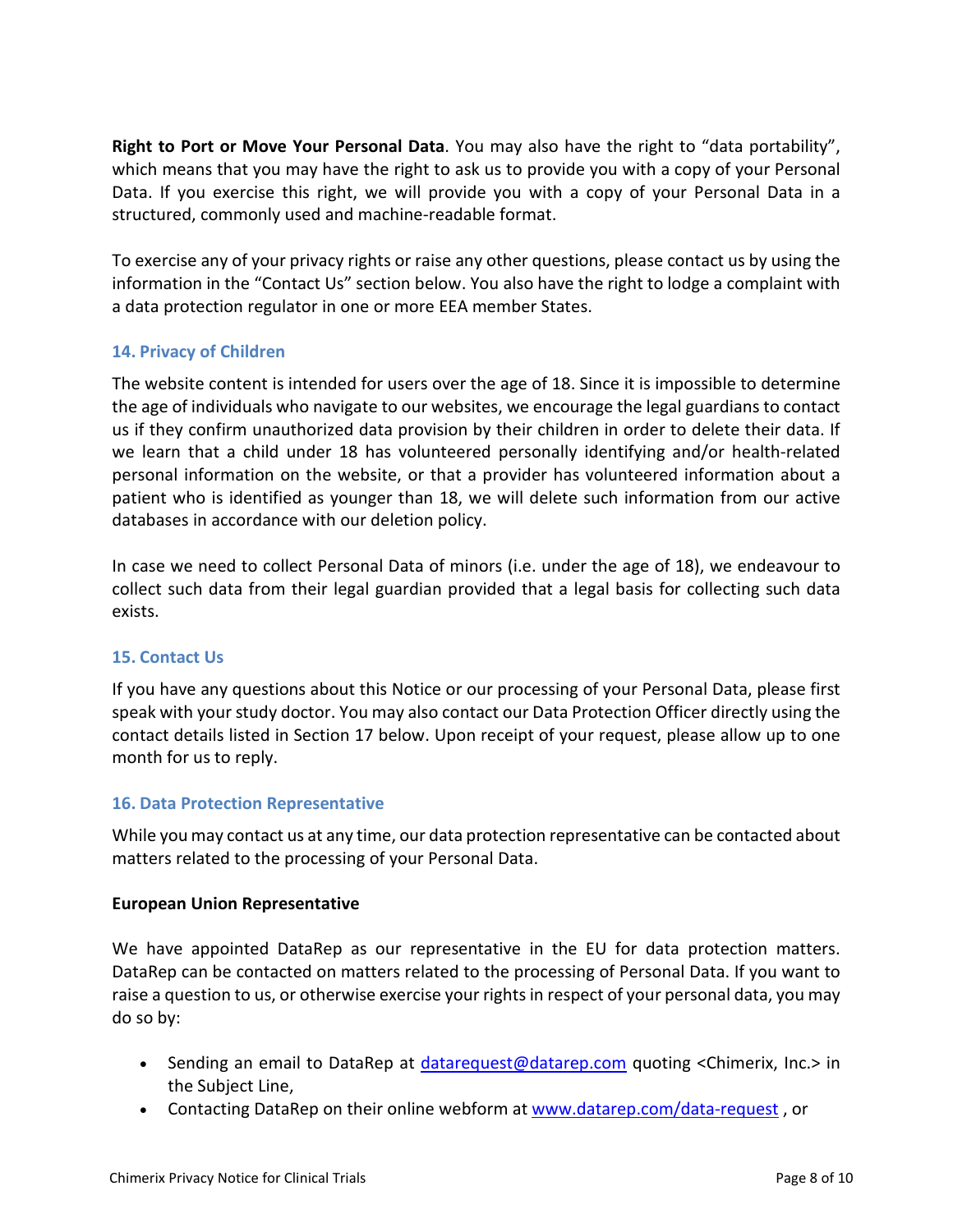**Right to Port or Move Your Personal Data**. You may also have the right to "data portability", which means that you may have the right to ask us to provide you with a copy of your Personal Data. If you exercise this right, we will provide you with a copy of your Personal Data in a structured, commonly used and machine-readable format.

To exercise any of your privacy rights or raise any other questions, please contact us by using the information in the "Contact Us" section below. You also have the right to lodge a complaint with a data protection regulator in one or more EEA member States.

## 14. Privacy of Children

The website content is intended for users over the age of 18. Since it is impossible to determine the age of individuals who navigate to our websites, we encourage the legal guardians to contact us if they confirm unauthorized data provision by their children in order to delete their data. If we learn that a child under 18 has volunteered personally identifying and/or health-related personal information on the website, or that a provider has volunteered information about a patient who is identified as younger than 18, we will delete such information from our active databases in accordance with our deletion policy.

In case we need to collect Personal Data of minors (i.e. under the age of 18), we endeavour to collect such data from their legal guardian provided that a legal basis for collecting such data exists.

## 15. Contact Us

If you have any questions about this Notice or our processing of your Personal Data, please first speak with your study doctor. You may also contact our Data Protection Officer directly using the contact details listed in Section 17 below. Upon receipt of your request, please allow up to one month for us to reply.

## 16. Data Protection Representative

While you may contact us at any time, our data protection representative can be contacted about matters related to the processing of your Personal Data.

**European Union Representative**

We have appointed DataRep as our representative in the EU for data protection matters. DataRep can be contacted on matters related to the processing of Personal Data. If you want to raise a question to us, or otherwise exercise your rights in respect of your personal data, you may do so by:

- Sending an email to DataRep at [datarequest@datarep.com](mailto:datarequest@datarep.com) quoting <Chimerix, Inc.> in the Subject Line,
- Contacting DataRep on their online webform at [www.datarep.com/data-request](http://www.datarep.com/data-request) , or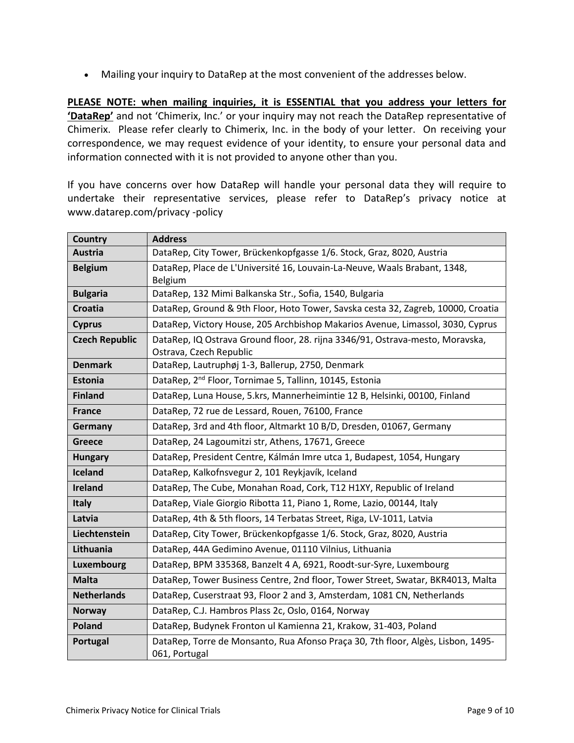- Mailing your inquiry to DataRep at the most convenient of the addresses below.

**PLEASE NOTE: when mailing inquiries, it is ESSENTIAL that you address your letters for 'DataRep'** and not 'Chimerix, Inc.' or your inquiry may not reach the DataRep representative of Chimerix. Please refer clearly to Chimerix, Inc. in the body of your letter. On receiving your correspondence, we may request evidence of your identity, to ensure your personal data and information connected with it is not provided to anyone other than you.

If you have concerns over how DataRep will handle your personal data they will require to undertake their representative services, please refer to DataRep's privacy notice at www.datarep.com/privacy -policy

| Country | Address |
|---|---|
| **Austria** | DataRep, City Tower, Brückenkopfgasse 1/6. Stock, Graz, 8020, Austria |
| **Belgium** | DataRep, Place de L'Université 16, Louvain-La-Neuve, Waals Brabant, 1348, Belgium |
| **Bulgaria** | DataRep, 132 Mimi Balkanska Str., Sofia, 1540, Bulgaria |
| **Croatia** | DataRep, Ground & 9th Floor, Hoto Tower, Savska cesta 32, Zagreb, 10000, Croatia |
| **Cyprus** | DataRep, Victory House, 205 Archbishop Makarios Avenue, Limassol, 3030, Cyprus |
| **Czech Republic** | DataRep, IQ Ostrava Ground floor, 28. rijna 3346/91, Ostrava-mesto, Moravska, Ostrava, Czech Republic |
| **Denmark** | DataRep, Lautruphøj 1-3, Ballerup, 2750, Denmark |
| **Estonia** | DataRep, 2nd Floor, Tornimae 5, Tallinn, 10145, Estonia |
| **Finland** | DataRep, Luna House, 5.krs, Mannerheimintie 12 B, Helsinki, 00100, Finland |
| **France** | DataRep, 72 rue de Lessard, Rouen, 76100, France |
| **Germany** | DataRep, 3rd and 4th floor, Altmarkt 10 B/D, Dresden, 01067, Germany |
| **Greece** | DataRep, 24 Lagoumitzi str, Athens, 17671, Greece |
| **Hungary** | DataRep, President Centre, Kálmán Imre utca 1, Budapest, 1054, Hungary |
| **Iceland** | DataRep, Kalkofnsvegur 2, 101 Reykjavík, Iceland |
| **Ireland** | DataRep, The Cube, Monahan Road, Cork, T12 H1XY, Republic of Ireland |
| **Italy** | DataRep, Viale Giorgio Ribotta 11, Piano 1, Rome, Lazio, 00144, Italy |
| **Latvia** | DataRep, 4th & 5th floors, 14 Terbatas Street, Riga, LV-1011, Latvia |
| **Liechtenstein** | DataRep, City Tower, Brückenkopfgasse 1/6. Stock, Graz, 8020, Austria |
| **Lithuania** | DataRep, 44A Gedimino Avenue, 01110 Vilnius, Lithuania |
| **Luxembourg** | DataRep, BPM 335368, Banzelt 4 A, 6921, Roodt-sur-Syre, Luxembourg |
| **Malta** | DataRep, Tower Business Centre, 2nd floor, Tower Street, Swatar, BKR4013, Malta |
| **Netherlands** | DataRep, Cuserstraat 93, Floor 2 and 3, Amsterdam, 1081 CN, Netherlands |
| **Norway** | DataRep, C.J. Hambros Plass 2c, Oslo, 0164, Norway |
| **Poland** | DataRep, Budynek Fronton ul Kamienna 21, Krakow, 31-403, Poland |
| **Portugal** | DataRep, Torre de Monsanto, Rua Afonso Praça 30, 7th floor, Algès, Lisbon, 1495-061, Portugal |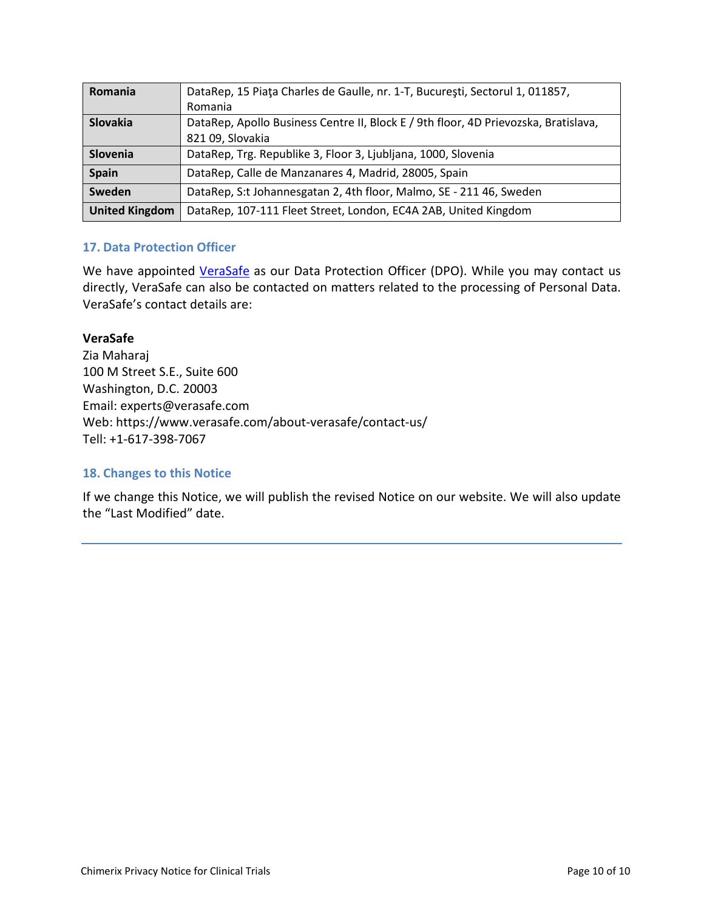| | |
|---|---|
| **Romania** | DataRep, 15 Piaţa Charles de Gaulle, nr. 1-T, Bucureşti, Sectorul 1, 011857, Romania |
| **Slovakia** | DataRep, Apollo Business Centre II, Block E / 9th floor, 4D Prievozska, Bratislava, 821 09, Slovakia |
| **Slovenia** | DataRep, Trg. Republike 3, Floor 3, Ljubljana, 1000, Slovenia |
| **Spain** | DataRep, Calle de Manzanares 4, Madrid, 28005, Spain |
| **Sweden** | DataRep, S:t Johannesgatan 2, 4th floor, Malmo, SE - 211 46, Sweden |
| **United Kingdom** | DataRep, 107-111 Fleet Street, London, EC4A 2AB, United Kingdom |

## 17. Data Protection Officer

We have appointed VeraSafe as our Data Protection Officer (DPO). While you may contact us directly, VeraSafe can also be contacted on matters related to the processing of Personal Data. VeraSafe's contact details are:

**VeraSafe**
Zia Maharaj
100 M Street S.E., Suite 600
Washington, D.C. 20003
Email: experts@verasafe.com
Web: https://www.verasafe.com/about-verasafe/contact-us/
Tell: +1-617-398-7067

## 18. Changes to this Notice

If we change this Notice, we will publish the revised Notice on our website. We will also update the "Last Modified" date.